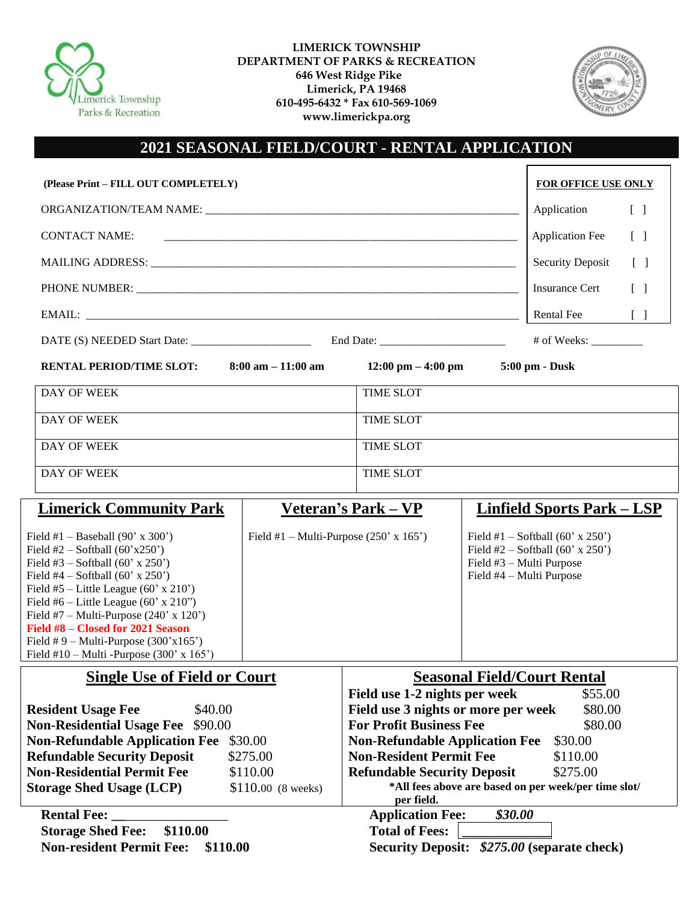**LIMERICK TOWNSHIP**
**DEPARTMENT OF PARKS & RECREATION**
**646 West Ridge Pike**
**Limerick, PA 19468**
**610-495-6432 * Fax 610-569-1069**
**www.limerickpa.org**

# 2021 SEASONAL FIELD/COURT - RENTAL APPLICATION

**(Please Print – FILL OUT COMPLETELY)**

ORGANIZATION/TEAM NAME: ____________________________________________________

CONTACT NAME: ____________________________________________________________

MAILING ADDRESS: __________________________________________________________

PHONE NUMBER: ____________________________________________________________

EMAIL: ____________________________________________________________________

| FOR OFFICE USE ONLY | |
|---|---|
| Application | [ ] |
| Application Fee | [ ] |
| Security Deposit | [ ] |
| Insurance Cert | [ ] |
| Rental Fee | [ ] |

DATE (S) NEEDED Start Date: ____________________ End Date: ____________________ # of Weeks: _________

**RENTAL PERIOD/TIME SLOT: 8:00 am – 11:00 am 12:00 pm – 4:00 pm 5:00 pm - Dusk**

| DAY OF WEEK | TIME SLOT |
|---|---|
| DAY OF WEEK | TIME SLOT |
| DAY OF WEEK | TIME SLOT |
| DAY OF WEEK | TIME SLOT |

| Limerick Community Park | Veteran's Park – VP | Linfield Sports Park – LSP |
|---|---|---|
| Field #1 – Baseball (90' x 300')<br>Field #2 – Softball (60'x250')<br>Field #3 – Softball (60' x 250')<br>Field #4 – Softball (60' x 250')<br>Field #5 – Little League (60' x 210')<br>Field #6 – Little League (60' x 210")<br>Field #7 – Multi-Purpose (240' x 120')<br>**Field #8 – Closed for 2021 Season**<br>Field # 9 – Multi-Purpose (300'x165')<br>Field #10 – Multi -Purpose (300' x 165') | Field #1 – Multi-Purpose (250' x 165') | Field #1 – Softball (60' x 250')<br>Field #2 – Softball (60' x 250')<br>Field #3 – Multi Purpose<br>Field #4 – Multi Purpose |

| Single Use of Field or Court | | Seasonal Field/Court Rental | |
|---|---|---|---|
| | | **Field use 1-2 nights per week** | $55.00 |
| **Resident Usage Fee** | $40.00 | **Field use 3 nights or more per week** | $80.00 |
| **Non-Residential Usage Fee** | $90.00 | **For Profit Business Fee** | $80.00 |
| **Non-Refundable Application Fee** | $30.00 | **Non-Refundable Application Fee** | $30.00 |
| **Refundable Security Deposit** | $275.00 | **Non-Resident Permit Fee** | $110.00 |
| **Non-Residential Permit Fee** | $110.00 | **Refundable Security Deposit** | $275.00 |
| **Storage Shed Usage (LCP)** | $110.00 (8 weeks) | ***All fees above are based on per week/per time slot/ per field.** | |

**Rental Fee:** ________________

**Storage Shed Fee: $110.00**

**Non-resident Permit Fee: $110.00**

**Application Fee:** ***$30.00***

**Total of Fees:** ____________

**Security Deposit:** ***$275.00*** **(separate check)**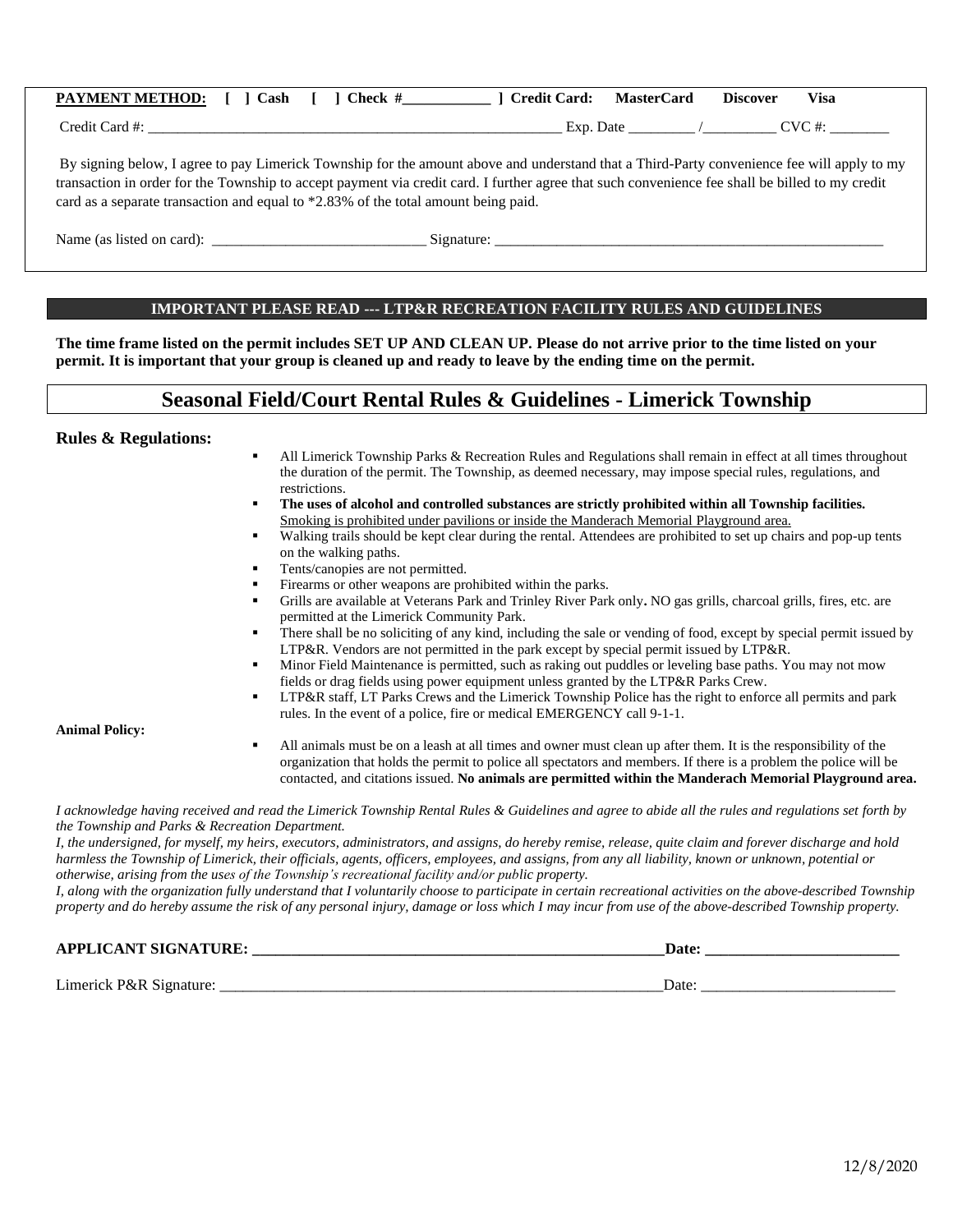**PAYMENT METHOD:** [ ] Cash [ ] Check #___________ ] Credit Card: **MasterCard** **Discover** **Visa**

Credit Card #: _______________________________________________________ Exp. Date ________ /_________ CVC #: ________

By signing below, I agree to pay Limerick Township for the amount above and understand that a Third-Party convenience fee will apply to my transaction in order for the Township to accept payment via credit card. I further agree that such convenience fee shall be billed to my credit card as a separate transaction and equal to *2.83% of the total amount being paid.

Name (as listed on card): ____________________________ Signature: ______________________________________________________

**IMPORTANT PLEASE READ --- LTP&R RECREATION FACILITY RULES AND GUIDELINES**

**The time frame listed on the permit includes SET UP AND CLEAN UP. Please do not arrive prior to the time listed on your permit. It is important that your group is cleaned up and ready to leave by the ending time on the permit.**

# Seasonal Field/Court Rental Rules & Guidelines - Limerick Township

### Rules & Regulations:

- All Limerick Township Parks & Recreation Rules and Regulations shall remain in effect at all times throughout the duration of the permit. The Township, as deemed necessary, may impose special rules, regulations, and restrictions.
- **The uses of alcohol and controlled substances are strictly prohibited within all Township facilities.** Smoking is prohibited under pavilions or inside the Manderach Memorial Playground area.
- Walking trails should be kept clear during the rental. Attendees are prohibited to set up chairs and pop-up tents on the walking paths.
- Tents/canopies are not permitted.
- Firearms or other weapons are prohibited within the parks.
- Grills are available at Veterans Park and Trinley River Park only**.** NO gas grills, charcoal grills, fires, etc. are permitted at the Limerick Community Park.
- There shall be no soliciting of any kind, including the sale or vending of food, except by special permit issued by LTP&R. Vendors are not permitted in the park except by special permit issued by LTP&R.
- Minor Field Maintenance is permitted, such as raking out puddles or leveling base paths. You may not mow fields or drag fields using power equipment unless granted by the LTP&R Parks Crew.
- LTP&R staff, LT Parks Crews and the Limerick Township Police has the right to enforce all permits and park rules. In the event of a police, fire or medical EMERGENCY call 9-1-1.

**Animal Policy:**

- All animals must be on a leash at all times and owner must clean up after them. It is the responsibility of the organization that holds the permit to police all spectators and members. If there is a problem the police will be contacted, and citations issued. **No animals are permitted within the Manderach Memorial Playground area.**

*I acknowledge having received and read the Limerick Township Rental Rules & Guidelines and agree to abide all the rules and regulations set forth by the Township and Parks & Recreation Department.*

*I, the undersigned, for myself, my heirs, executors, administrators, and assigns, do hereby remise, release, quite claim and forever discharge and hold harmless the Township of Limerick, their officials, agents, officers, employees, and assigns, from any all liability, known or unknown, potential or otherwise, arising from the uses of the Township's recreational facility and/or public property.*

*I, along with the organization fully understand that I voluntarily choose to participate in certain recreational activities on the above-described Township property and do hereby assume the risk of any personal injury, damage or loss which I may incur from use of the above-described Township property.*

**APPLICANT SIGNATURE: ______________________________________________________Date: ________________________**

Limerick P&R Signature: ____________________________________________________________Date: _________________________

12/8/2020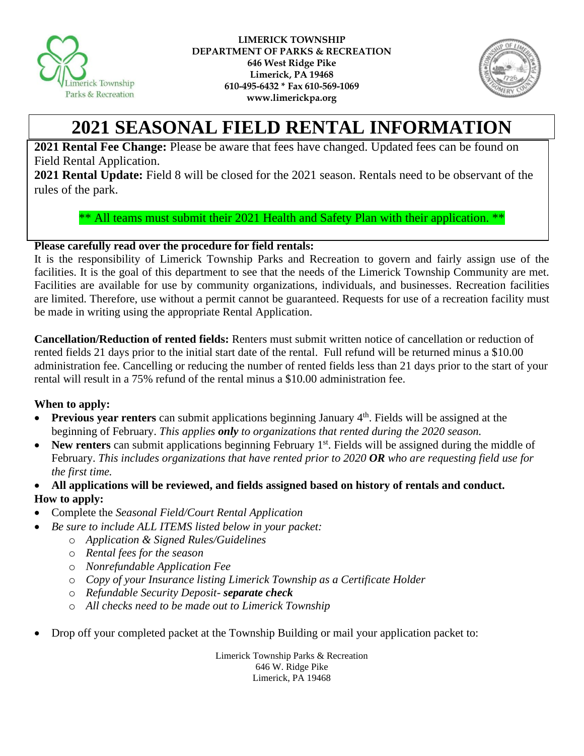**LIMERICK TOWNSHIP**
**DEPARTMENT OF PARKS & RECREATION**
**646 West Ridge Pike**
**Limerick, PA 19468**
**610-495-6432 * Fax 610-569-1069**
**www.limerickpa.org**

# 2021 SEASONAL FIELD RENTAL INFORMATION

**2021 Rental Fee Change:** Please be aware that fees have changed. Updated fees can be found on Field Rental Application.

**2021 Rental Update:** Field 8 will be closed for the 2021 season. Rentals need to be observant of the rules of the park.

** All teams must submit their 2021 Health and Safety Plan with their application. **

**Please carefully read over the procedure for field rentals:**

It is the responsibility of Limerick Township Parks and Recreation to govern and fairly assign use of the facilities. It is the goal of this department to see that the needs of the Limerick Township Community are met. Facilities are available for use by community organizations, individuals, and businesses. Recreation facilities are limited. Therefore, use without a permit cannot be guaranteed. Requests for use of a recreation facility must be made in writing using the appropriate Rental Application.

**Cancellation/Reduction of rented fields:** Renters must submit written notice of cancellation or reduction of rented fields 21 days prior to the initial start date of the rental. Full refund will be returned minus a $10.00 administration fee. Cancelling or reducing the number of rented fields less than 21 days prior to the start of your rental will result in a 75% refund of the rental minus a $10.00 administration fee.

**When to apply:**

- **Previous year renters** can submit applications beginning January 4th. Fields will be assigned at the beginning of February. *This applies* ***only*** *to organizations that rented during the 2020 season.*
- **New renters** can submit applications beginning February 1st. Fields will be assigned during the middle of February. *This includes organizations that have rented prior to 2020* ***OR*** *who are requesting field use for the first time.*
- **All applications will be reviewed, and fields assigned based on history of rentals and conduct.**

**How to apply:**

- Complete the *Seasonal Field/Court Rental Application*
- *Be sure to include ALL ITEMS listed below in your packet:*
  - *Application & Signed Rules/Guidelines*
  - *Rental fees for the season*
  - *Nonrefundable Application Fee*
  - *Copy of your Insurance listing Limerick Township as a Certificate Holder*
  - *Refundable Security Deposit-* ***separate check***
  - *All checks need to be made out to Limerick Township*

- Drop off your completed packet at the Township Building or mail your application packet to:

Limerick Township Parks & Recreation
646 W. Ridge Pike
Limerick, PA 19468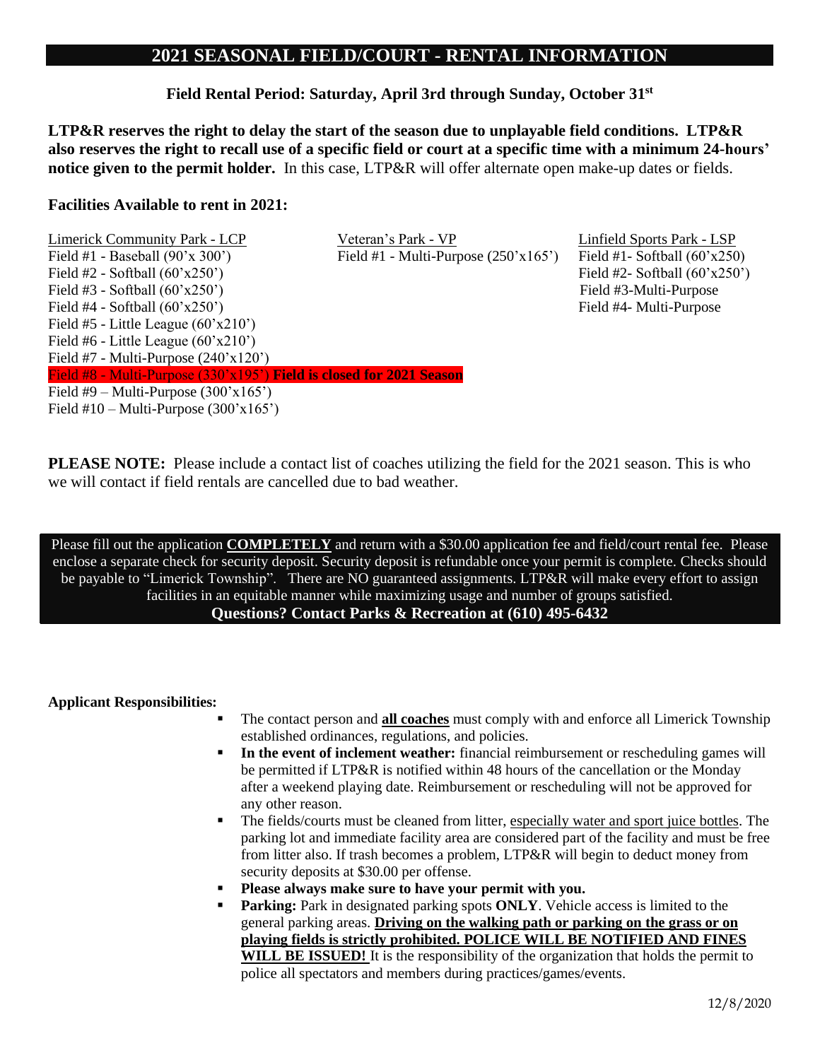# 2021 SEASONAL FIELD/COURT - RENTAL INFORMATION

**Field Rental Period: Saturday, April 3rd through Sunday, October 31st**

**LTP&R reserves the right to delay the start of the season due to unplayable field conditions. LTP&R also reserves the right to recall use of a specific field or court at a specific time with a minimum 24-hours' notice given to the permit holder.** In this case, LTP&R will offer alternate open make-up dates or fields.

**Facilities Available to rent in 2021:**

Limerick Community Park - LCP
Field #1 - Baseball (90'x 300')
Field #2 - Softball (60'x250')
Field #3 - Softball (60'x250')
Field #4 - Softball (60'x250')
Field #5 - Little League (60'x210')
Field #6 - Little League (60'x210')
Field #7 - Multi-Purpose (240'x120')
Field #8 - Multi-Purpose (330'x195') **Field is closed for 2021 Season**
Field #9 – Multi-Purpose (300'x165')
Field #10 – Multi-Purpose (300'x165')

Veteran's Park - VP
Field #1 - Multi-Purpose (250'x165')

Linfield Sports Park - LSP
Field #1- Softball (60'x250)
Field #2- Softball (60'x250')
Field #3-Multi-Purpose
Field #4- Multi-Purpose

**PLEASE NOTE:** Please include a contact list of coaches utilizing the field for the 2021 season. This is who we will contact if field rentals are cancelled due to bad weather.

Please fill out the application **COMPLETELY** and return with a $30.00 application fee and field/court rental fee. Please enclose a separate check for security deposit. Security deposit is refundable once your permit is complete. Checks should be payable to "Limerick Township". There are NO guaranteed assignments. LTP&R will make every effort to assign facilities in an equitable manner while maximizing usage and number of groups satisfied.
**Questions? Contact Parks & Recreation at (610) 495-6432**

**Applicant Responsibilities:**

- The contact person and **all coaches** must comply with and enforce all Limerick Township established ordinances, regulations, and policies.
- **In the event of inclement weather:** financial reimbursement or rescheduling games will be permitted if LTP&R is notified within 48 hours of the cancellation or the Monday after a weekend playing date. Reimbursement or rescheduling will not be approved for any other reason.
- The fields/courts must be cleaned from litter, especially water and sport juice bottles. The parking lot and immediate facility area are considered part of the facility and must be free from litter also. If trash becomes a problem, LTP&R will begin to deduct money from security deposits at $30.00 per offense.
- **Please always make sure to have your permit with you.**
- **Parking:** Park in designated parking spots **ONLY**. Vehicle access is limited to the general parking areas. **Driving on the walking path or parking on the grass or on playing fields is strictly prohibited. POLICE WILL BE NOTIFIED AND FINES WILL BE ISSUED!** It is the responsibility of the organization that holds the permit to police all spectators and members during practices/games/events.

12/8/2020